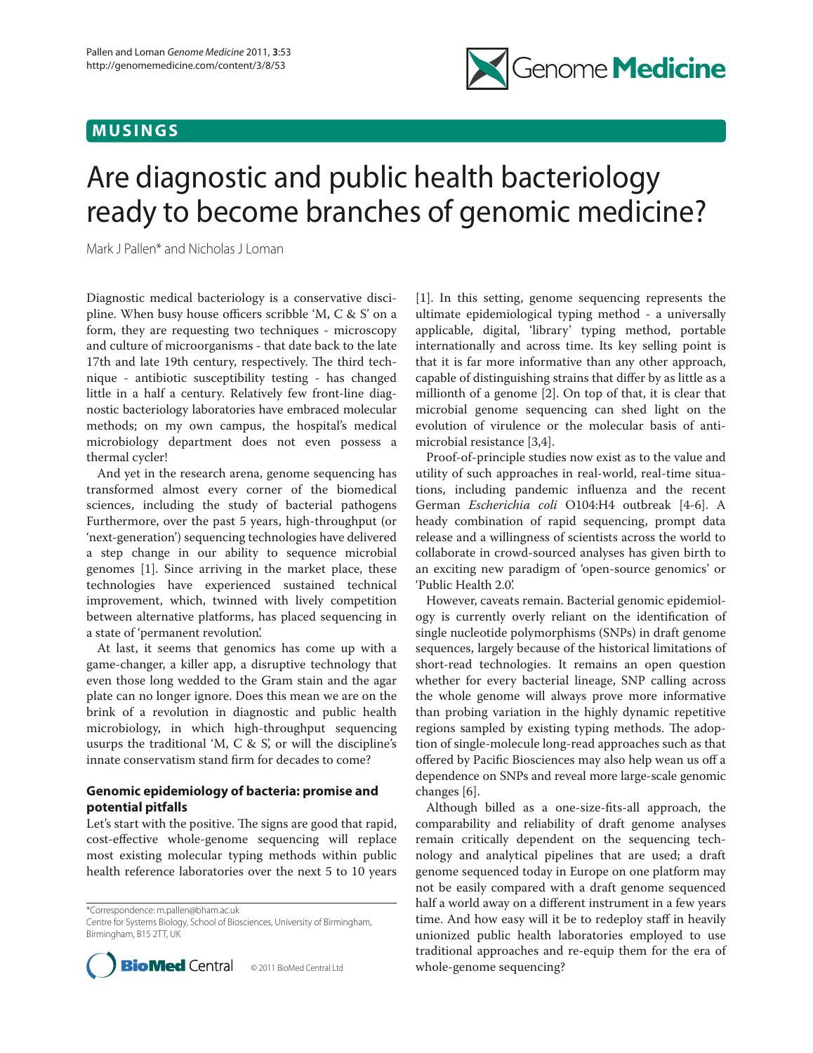## MUSINGS

# Are diagnostic and public health bacteriology ready to become branches of genomic medicine?

Mark J Pallen* and Nicholas J Loman

Diagnostic medical bacteriology is a conservative discipline. When busy house officers scribble 'M, C & S' on a form, they are requesting two techniques - microscopy and culture of microorganisms - that date back to the late 17th and late 19th century, respectively. The third technique - antibiotic susceptibility testing - has changed little in a half a century. Relatively few front-line diagnostic bacteriology laboratories have embraced molecular methods; on my own campus, the hospital's medical microbiology department does not even possess a thermal cycler!

And yet in the research arena, genome sequencing has transformed almost every corner of the biomedical sciences, including the study of bacterial pathogens Furthermore, over the past 5 years, high-throughput (or 'next-generation') sequencing technologies have delivered a step change in our ability to sequence microbial genomes [1]. Since arriving in the market place, these technologies have experienced sustained technical improvement, which, twinned with lively competition between alternative platforms, has placed sequencing in a state of 'permanent revolution'.

At last, it seems that genomics has come up with a game-changer, a killer app, a disruptive technology that even those long wedded to the Gram stain and the agar plate can no longer ignore. Does this mean we are on the brink of a revolution in diagnostic and public health microbiology, in which high-throughput sequencing usurps the traditional 'M, C & S', or will the discipline's innate conservatism stand firm for decades to come?

### Genomic epidemiology of bacteria: promise and potential pitfalls

Let's start with the positive. The signs are good that rapid, cost-effective whole-genome sequencing will replace most existing molecular typing methods within public health reference laboratories over the next 5 to 10 years [1]. In this setting, genome sequencing represents the ultimate epidemiological typing method - a universally applicable, digital, 'library' typing method, portable internationally and across time. Its key selling point is that it is far more informative than any other approach, capable of distinguishing strains that differ by as little as a millionth of a genome [2]. On top of that, it is clear that microbial genome sequencing can shed light on the evolution of virulence or the molecular basis of antimicrobial resistance [3,4].

Proof-of-principle studies now exist as to the value and utility of such approaches in real-world, real-time situations, including pandemic influenza and the recent German *Escherichia coli* O104:H4 outbreak [4-6]. A heady combination of rapid sequencing, prompt data release and a willingness of scientists across the world to collaborate in crowd-sourced analyses has given birth to an exciting new paradigm of 'open-source genomics' or 'Public Health 2.0'.

However, caveats remain. Bacterial genomic epidemiology is currently overly reliant on the identification of single nucleotide polymorphisms (SNPs) in draft genome sequences, largely because of the historical limitations of short-read technologies. It remains an open question whether for every bacterial lineage, SNP calling across the whole genome will always prove more informative than probing variation in the highly dynamic repetitive regions sampled by existing typing methods. The adoption of single-molecule long-read approaches such as that offered by Pacific Biosciences may also help wean us off a dependence on SNPs and reveal more large-scale genomic changes [6].

Although billed as a one-size-fits-all approach, the comparability and reliability of draft genome analyses remain critically dependent on the sequencing technology and analytical pipelines that are used; a draft genome sequenced today in Europe on one platform may not be easily compared with a draft genome sequenced half a world away on a different instrument in a few years time. And how easy will it be to redeploy staff in heavily unionized public health laboratories employed to use traditional approaches and re-equip them for the era of whole-genome sequencing?

*Correspondence: m.pallen@bham.ac.uk
Centre for Systems Biology, School of Biosciences, University of Birmingham, Birmingham, B15 2TT, UK

© 2011 BioMed Central Ltd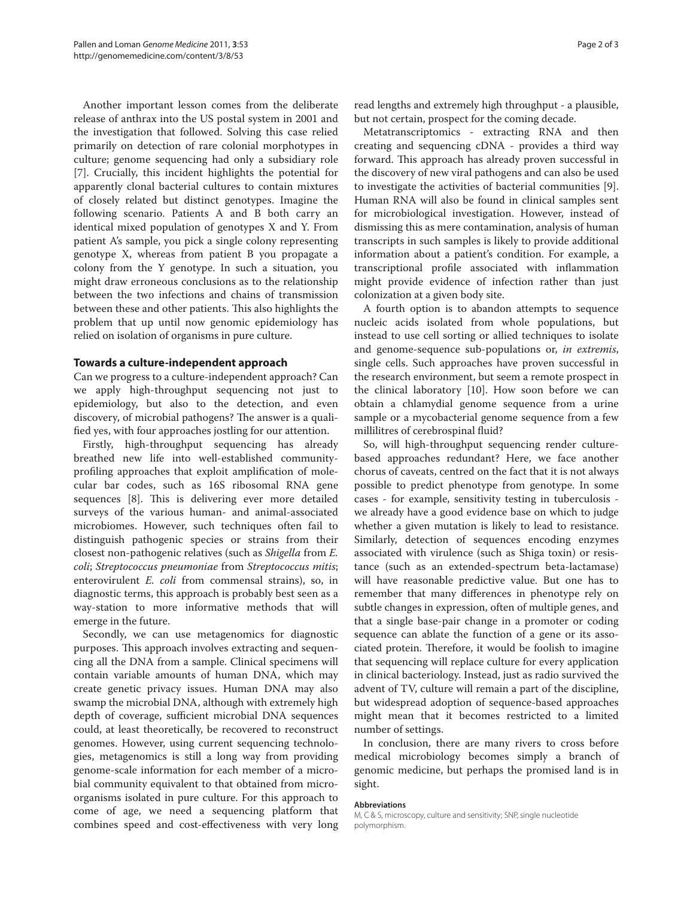Another important lesson comes from the deliberate release of anthrax into the US postal system in 2001 and the investigation that followed. Solving this case relied primarily on detection of rare colonial morphotypes in culture; genome sequencing had only a subsidiary role [7]. Crucially, this incident highlights the potential for apparently clonal bacterial cultures to contain mixtures of closely related but distinct genotypes. Imagine the following scenario. Patients A and B both carry an identical mixed population of genotypes X and Y. From patient A's sample, you pick a single colony representing genotype X, whereas from patient B you propagate a colony from the Y genotype. In such a situation, you might draw erroneous conclusions as to the relationship between the two infections and chains of transmission between these and other patients. This also highlights the problem that up until now genomic epidemiology has relied on isolation of organisms in pure culture.

## Towards a culture-independent approach

Can we progress to a culture-independent approach? Can we apply high-throughput sequencing not just to epidemiology, but also to the detection, and even discovery, of microbial pathogens? The answer is a qualified yes, with four approaches jostling for our attention.

Firstly, high-throughput sequencing has already breathed new life into well-established community-profiling approaches that exploit amplification of molecular bar codes, such as 16S ribosomal RNA gene sequences [8]. This is delivering ever more detailed surveys of the various human- and animal-associated microbiomes. However, such techniques often fail to distinguish pathogenic species or strains from their closest non-pathogenic relatives (such as *Shigella* from *E. coli*; *Streptococcus pneumoniae* from *Streptococcus mitis*; enterovirulent *E. coli* from commensal strains), so, in diagnostic terms, this approach is probably best seen as a way-station to more informative methods that will emerge in the future.

Secondly, we can use metagenomics for diagnostic purposes. This approach involves extracting and sequencing all the DNA from a sample. Clinical specimens will contain variable amounts of human DNA, which may create genetic privacy issues. Human DNA may also swamp the microbial DNA, although with extremely high depth of coverage, sufficient microbial DNA sequences could, at least theoretically, be recovered to reconstruct genomes. However, using current sequencing technologies, metagenomics is still a long way from providing genome-scale information for each member of a microbial community equivalent to that obtained from microorganisms isolated in pure culture. For this approach to come of age, we need a sequencing platform that combines speed and cost-effectiveness with very long read lengths and extremely high throughput - a plausible, but not certain, prospect for the coming decade.

Metatranscriptomics - extracting RNA and then creating and sequencing cDNA - provides a third way forward. This approach has already proven successful in the discovery of new viral pathogens and can also be used to investigate the activities of bacterial communities [9]. Human RNA will also be found in clinical samples sent for microbiological investigation. However, instead of dismissing this as mere contamination, analysis of human transcripts in such samples is likely to provide additional information about a patient's condition. For example, a transcriptional profile associated with inflammation might provide evidence of infection rather than just colonization at a given body site.

A fourth option is to abandon attempts to sequence nucleic acids isolated from whole populations, but instead to use cell sorting or allied techniques to isolate and genome-sequence sub-populations or, *in extremis*, single cells. Such approaches have proven successful in the research environment, but seem a remote prospect in the clinical laboratory [10]. How soon before we can obtain a chlamydial genome sequence from a urine sample or a mycobacterial genome sequence from a few millilitres of cerebrospinal fluid?

So, will high-throughput sequencing render culture-based approaches redundant? Here, we face another chorus of caveats, centred on the fact that it is not always possible to predict phenotype from genotype. In some cases - for example, sensitivity testing in tuberculosis - we already have a good evidence base on which to judge whether a given mutation is likely to lead to resistance. Similarly, detection of sequences encoding enzymes associated with virulence (such as Shiga toxin) or resistance (such as an extended-spectrum beta-lactamase) will have reasonable predictive value. But one has to remember that many differences in phenotype rely on subtle changes in expression, often of multiple genes, and that a single base-pair change in a promoter or coding sequence can ablate the function of a gene or its associated protein. Therefore, it would be foolish to imagine that sequencing will replace culture for every application in clinical bacteriology. Instead, just as radio survived the advent of TV, culture will remain a part of the discipline, but widespread adoption of sequence-based approaches might mean that it becomes restricted to a limited number of settings.

In conclusion, there are many rivers to cross before medical microbiology becomes simply a branch of genomic medicine, but perhaps the promised land is in sight.

#### Abbreviations

M, C & S, microscopy, culture and sensitivity; SNP, single nucleotide polymorphism.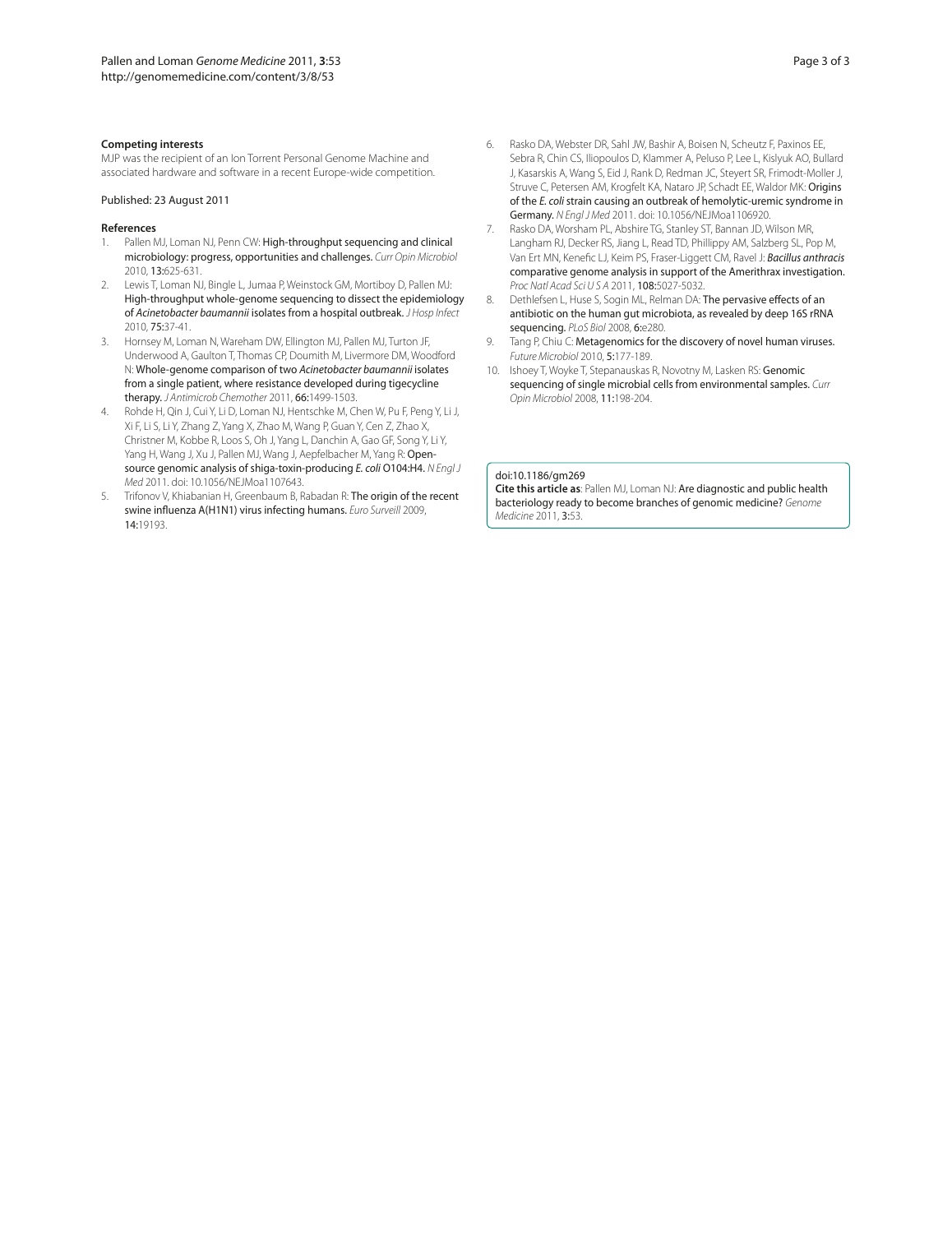### Competing interests

MJP was the recipient of an Ion Torrent Personal Genome Machine and associated hardware and software in a recent Europe-wide competition.

Published: 23 August 2011

### References

1. Pallen MJ, Loman NJ, Penn CW: **High-throughput sequencing and clinical microbiology: progress, opportunities and challenges.** *Curr Opin Microbiol* 2010, **13:**625-631.
2. Lewis T, Loman NJ, Bingle L, Jumaa P, Weinstock GM, Mortiboy D, Pallen MJ: **High-throughput whole-genome sequencing to dissect the epidemiology of *Acinetobacter baumannii* isolates from a hospital outbreak.** *J Hosp Infect* 2010, **75:**37-41.
3. Hornsey M, Loman N, Wareham DW, Ellington MJ, Pallen MJ, Turton JF, Underwood A, Gaulton T, Thomas CP, Doumith M, Livermore DM, Woodford N: **Whole-genome comparison of two *Acinetobacter baumannii* isolates from a single patient, where resistance developed during tigecycline therapy.** *J Antimicrob Chemother* 2011, **66:**1499-1503.
4. Rohde H, Qin J, Cui Y, Li D, Loman NJ, Hentschke M, Chen W, Pu F, Peng Y, Li J, Xi F, Li S, Li Y, Zhang Z, Yang X, Zhao M, Wang P, Guan Y, Cen Z, Zhao X, Christner M, Kobbe R, Loos S, Oh J, Yang L, Danchin A, Gao GF, Song Y, Li Y, Yang H, Wang J, Xu J, Pallen MJ, Wang J, Aepfelbacher M, Yang R: **Open-source genomic analysis of shiga-toxin-producing *E. coli* O104:H4.** *N Engl J Med* 2011. doi: 10.1056/NEJMoa1107643.
5. Trifonov V, Khiabanian H, Greenbaum B, Rabadan R: **The origin of the recent swine influenza A(H1N1) virus infecting humans.** *Euro Surveill* 2009, **14:**19193.
6. Rasko DA, Webster DR, Sahl JW, Bashir A, Boisen N, Scheutz F, Paxinos EE, Sebra R, Chin CS, Iliopoulos D, Klammer A, Peluso P, Lee L, Kislyuk AO, Bullard J, Kasarskis A, Wang S, Eid J, Rank D, Redman JC, Steyert SR, Frimodt-Moller J, Struve C, Petersen AM, Krogfelt KA, Nataro JP, Schadt EE, Waldor MK: **Origins of the *E. coli* strain causing an outbreak of hemolytic-uremic syndrome in Germany.** *N Engl J Med* 2011. doi: 10.1056/NEJMoa1106920.
7. Rasko DA, Worsham PL, Abshire TG, Stanley ST, Bannan JD, Wilson MR, Langham RJ, Decker RS, Jiang L, Read TD, Phillippy AM, Salzberg SL, Pop M, Van Ert MN, Kenefic LJ, Keim PS, Fraser-Liggett CM, Ravel J: ***Bacillus anthracis* comparative genome analysis in support of the Amerithrax investigation.** *Proc Natl Acad Sci U S A* 2011, **108:**5027-5032.
8. Dethlefsen L, Huse S, Sogin ML, Relman DA: **The pervasive effects of an antibiotic on the human gut microbiota, as revealed by deep 16S rRNA sequencing.** *PLoS Biol* 2008, **6:**e280.
9. Tang P, Chiu C: **Metagenomics for the discovery of novel human viruses.** *Future Microbiol* 2010, **5:**177-189.
10. Ishoey T, Woyke T, Stepanauskas R, Novotny M, Lasken RS: **Genomic sequencing of single microbial cells from environmental samples.** *Curr Opin Microbiol* 2008, **11:**198-204.

doi:10.1186/gm269

**Cite this article as**: Pallen MJ, Loman NJ: Are diagnostic and public health bacteriology ready to become branches of genomic medicine? *Genome Medicine* 2011, **3:**53.